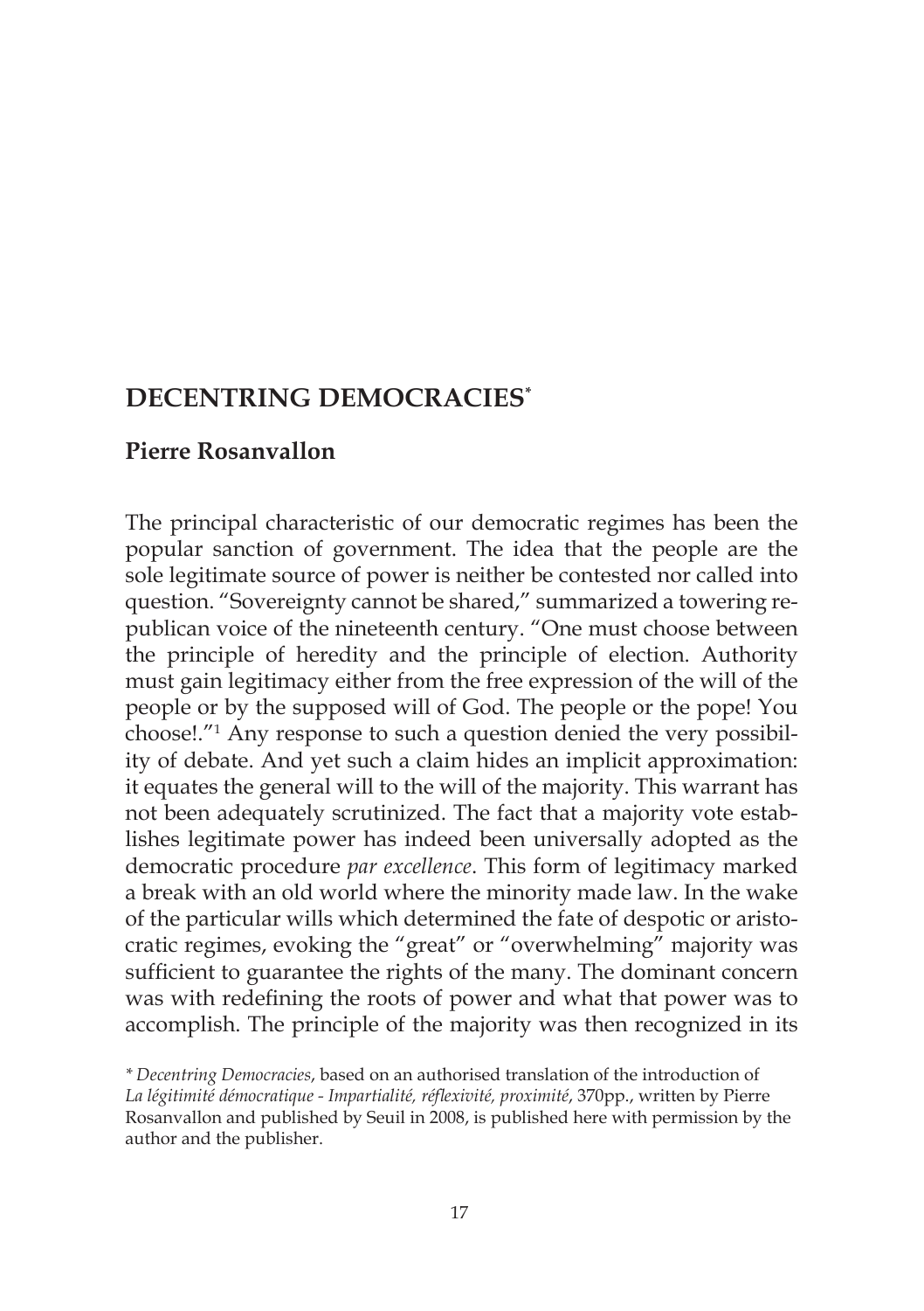# DECENTRING DEMOCRACIES*

## Pierre Rosanvallon

The principal characteristic of our democratic regimes has been the popular sanction of government. The idea that the people are the sole legitimate source of power is neither be contested nor called into question. "Sovereignty cannot be shared," summarized a towering republican voice of the nineteenth century. "One must choose between the principle of heredity and the principle of election. Authority must gain legitimacy either from the free expression of the will of the people or by the supposed will of God. The people or the pope! You choose!."[1] Any response to such a question denied the very possibility of debate. And yet such a claim hides an implicit approximation: it equates the general will to the will of the majority. This warrant has not been adequately scrutinized. The fact that a majority vote establishes legitimate power has indeed been universally adopted as the democratic procedure *par excellence*. This form of legitimacy marked a break with an old world where the minority made law. In the wake of the particular wills which determined the fate of despotic or aristocratic regimes, evoking the "great" or "overwhelming" majority was sufficient to guarantee the rights of the many. The dominant concern was with redefining the roots of power and what that power was to accomplish. The principle of the majority was then recognized in its

\* *Decentring Democracies*, based on an authorised translation of the introduction of *La légitimité démocratique - Impartialité, réflexivité, proximité*, 370pp., written by Pierre Rosanvallon and published by Seuil in 2008, is published here with permission by the author and the publisher.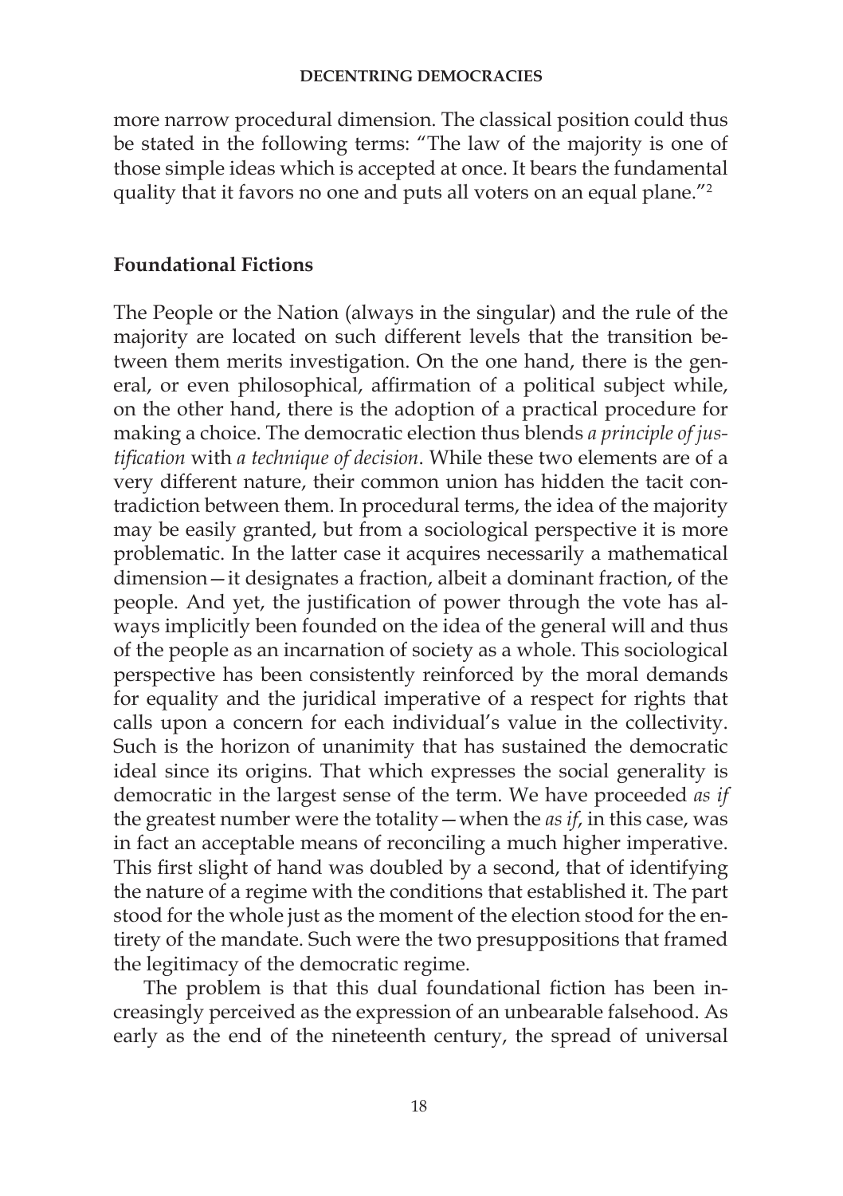more narrow procedural dimension. The classical position could thus be stated in the following terms: "The law of the majority is one of those simple ideas which is accepted at once. It bears the fundamental quality that it favors no one and puts all voters on an equal plane."[2]

## Foundational Fictions

The People or the Nation (always in the singular) and the rule of the majority are located on such different levels that the transition between them merits investigation. On the one hand, there is the general, or even philosophical, affirmation of a political subject while, on the other hand, there is the adoption of a practical procedure for making a choice. The democratic election thus blends *a principle of justification* with *a technique of decision*. While these two elements are of a very different nature, their common union has hidden the tacit contradiction between them. In procedural terms, the idea of the majority may be easily granted, but from a sociological perspective it is more problematic. In the latter case it acquires necessarily a mathematical dimension—it designates a fraction, albeit a dominant fraction, of the people. And yet, the justification of power through the vote has always implicitly been founded on the idea of the general will and thus of the people as an incarnation of society as a whole. This sociological perspective has been consistently reinforced by the moral demands for equality and the juridical imperative of a respect for rights that calls upon a concern for each individual's value in the collectivity. Such is the horizon of unanimity that has sustained the democratic ideal since its origins. That which expresses the social generality is democratic in the largest sense of the term. We have proceeded *as if* the greatest number were the totality—when the *as if*, in this case, was in fact an acceptable means of reconciling a much higher imperative. This first slight of hand was doubled by a second, that of identifying the nature of a regime with the conditions that established it. The part stood for the whole just as the moment of the election stood for the entirety of the mandate. Such were the two presuppositions that framed the legitimacy of the democratic regime.

The problem is that this dual foundational fiction has been increasingly perceived as the expression of an unbearable falsehood. As early as the end of the nineteenth century, the spread of universal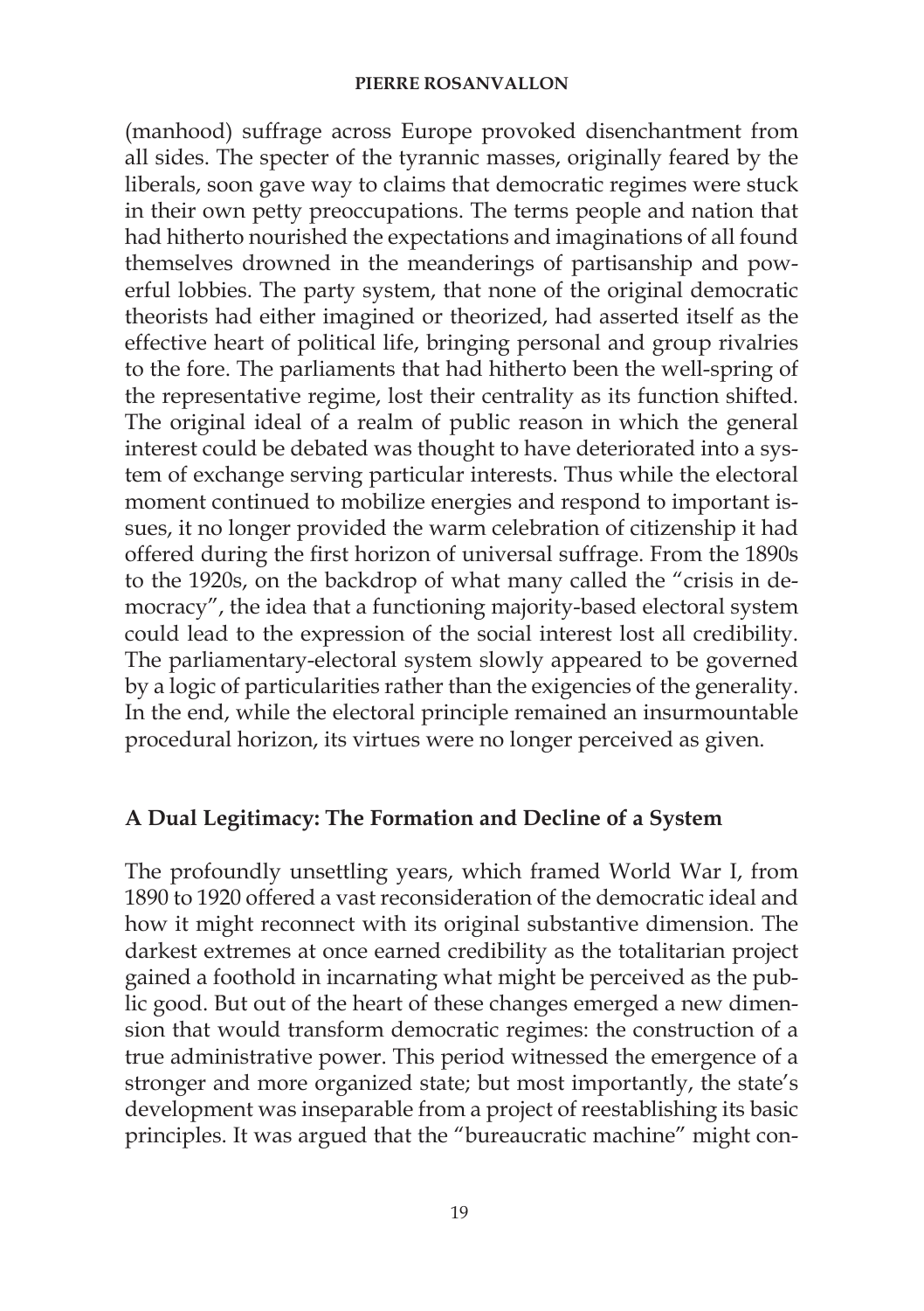(manhood) suffrage across Europe provoked disenchantment from all sides. The specter of the tyrannic masses, originally feared by the liberals, soon gave way to claims that democratic regimes were stuck in their own petty preoccupations. The terms people and nation that had hitherto nourished the expectations and imaginations of all found themselves drowned in the meanderings of partisanship and powerful lobbies. The party system, that none of the original democratic theorists had either imagined or theorized, had asserted itself as the effective heart of political life, bringing personal and group rivalries to the fore. The parliaments that had hitherto been the well-spring of the representative regime, lost their centrality as its function shifted. The original ideal of a realm of public reason in which the general interest could be debated was thought to have deteriorated into a system of exchange serving particular interests. Thus while the electoral moment continued to mobilize energies and respond to important issues, it no longer provided the warm celebration of citizenship it had offered during the first horizon of universal suffrage. From the 1890s to the 1920s, on the backdrop of what many called the "crisis in democracy", the idea that a functioning majority-based electoral system could lead to the expression of the social interest lost all credibility. The parliamentary-electoral system slowly appeared to be governed by a logic of particularities rather than the exigencies of the generality. In the end, while the electoral principle remained an insurmountable procedural horizon, its virtues were no longer perceived as given.

## A Dual Legitimacy: The Formation and Decline of a System

The profoundly unsettling years, which framed World War I, from 1890 to 1920 offered a vast reconsideration of the democratic ideal and how it might reconnect with its original substantive dimension. The darkest extremes at once earned credibility as the totalitarian project gained a foothold in incarnating what might be perceived as the public good. But out of the heart of these changes emerged a new dimension that would transform democratic regimes: the construction of a true administrative power. This period witnessed the emergence of a stronger and more organized state; but most importantly, the state's development was inseparable from a project of reestablishing its basic principles. It was argued that the "bureaucratic machine" might con-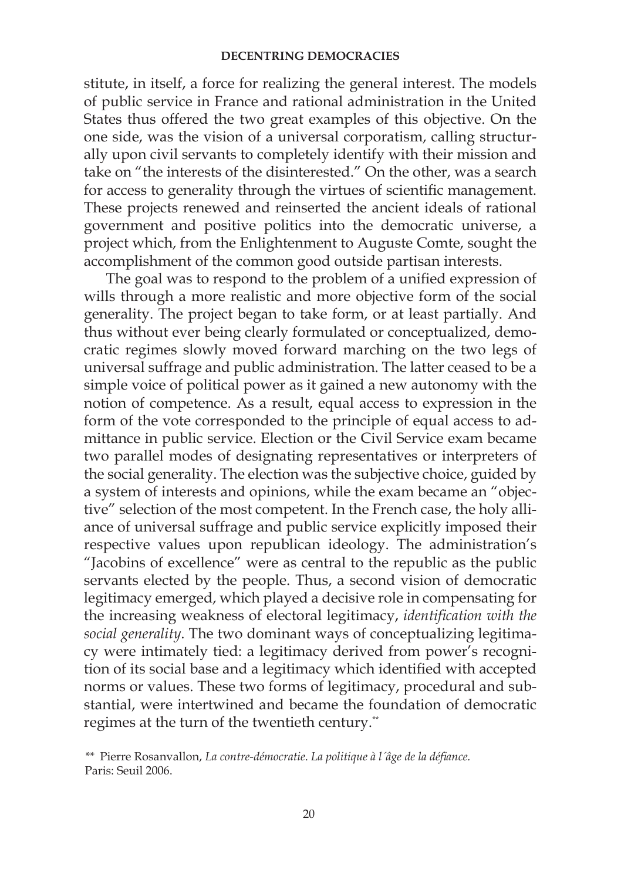stitute, in itself, a force for realizing the general interest. The models of public service in France and rational administration in the United States thus offered the two great examples of this objective. On the one side, was the vision of a universal corporatism, calling structurally upon civil servants to completely identify with their mission and take on "the interests of the disinterested." On the other, was a search for access to generality through the virtues of scientific management. These projects renewed and reinserted the ancient ideals of rational government and positive politics into the democratic universe, a project which, from the Enlightenment to Auguste Comte, sought the accomplishment of the common good outside partisan interests.

The goal was to respond to the problem of a unified expression of wills through a more realistic and more objective form of the social generality. The project began to take form, or at least partially. And thus without ever being clearly formulated or conceptualized, democratic regimes slowly moved forward marching on the two legs of universal suffrage and public administration. The latter ceased to be a simple voice of political power as it gained a new autonomy with the notion of competence. As a result, equal access to expression in the form of the vote corresponded to the principle of equal access to admittance in public service. Election or the Civil Service exam became two parallel modes of designating representatives or interpreters of the social generality. The election was the subjective choice, guided by a system of interests and opinions, while the exam became an "objective" selection of the most competent. In the French case, the holy alliance of universal suffrage and public service explicitly imposed their respective values upon republican ideology. The administration's "Jacobins of excellence" were as central to the republic as the public servants elected by the people. Thus, a second vision of democratic legitimacy emerged, which played a decisive role in compensating for the increasing weakness of electoral legitimacy, *identification with the social generality*. The two dominant ways of conceptualizing legitimacy were intimately tied: a legitimacy derived from power's recognition of its social base and a legitimacy which identified with accepted norms or values. These two forms of legitimacy, procedural and substantial, were intertwined and became the foundation of democratic regimes at the turn of the twentieth century.[**]

[**] Pierre Rosanvallon, *La contre-démocratie. La politique à l´âge de la défiance.* Paris: Seuil 2006.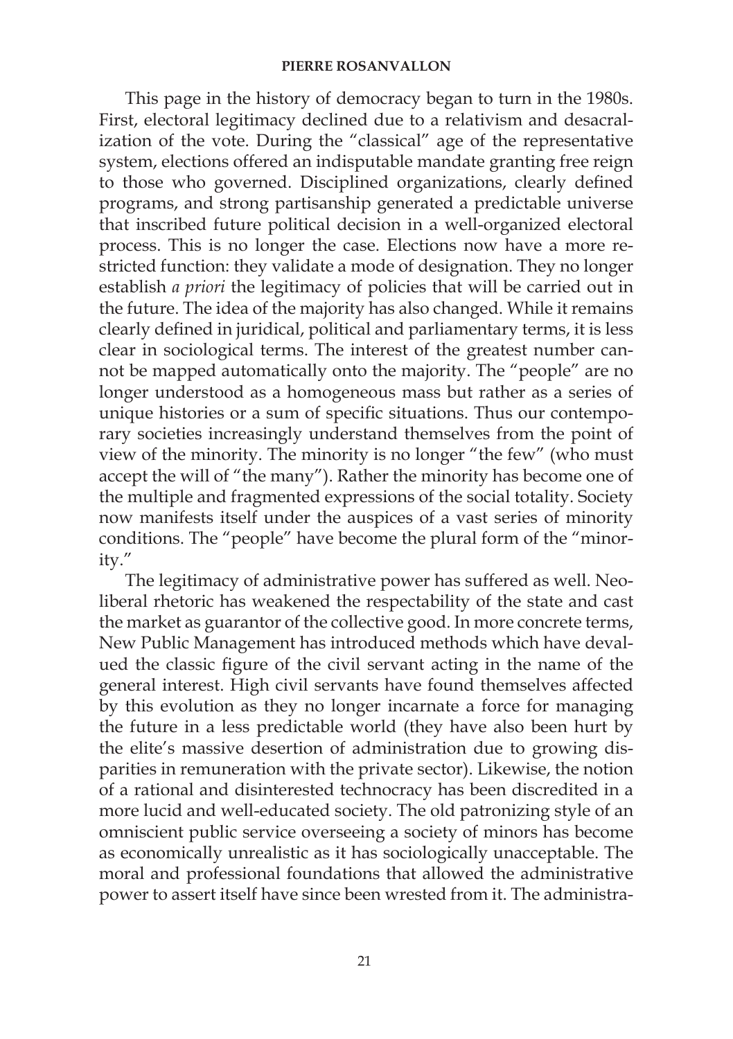This page in the history of democracy began to turn in the 1980s. First, electoral legitimacy declined due to a relativism and desacralization of the vote. During the "classical" age of the representative system, elections offered an indisputable mandate granting free reign to those who governed. Disciplined organizations, clearly defined programs, and strong partisanship generated a predictable universe that inscribed future political decision in a well-organized electoral process. This is no longer the case. Elections now have a more restricted function: they validate a mode of designation. They no longer establish *a priori* the legitimacy of policies that will be carried out in the future. The idea of the majority has also changed. While it remains clearly defined in juridical, political and parliamentary terms, it is less clear in sociological terms. The interest of the greatest number cannot be mapped automatically onto the majority. The "people" are no longer understood as a homogeneous mass but rather as a series of unique histories or a sum of specific situations. Thus our contemporary societies increasingly understand themselves from the point of view of the minority. The minority is no longer "the few" (who must accept the will of "the many"). Rather the minority has become one of the multiple and fragmented expressions of the social totality. Society now manifests itself under the auspices of a vast series of minority conditions. The "people" have become the plural form of the "minority."

The legitimacy of administrative power has suffered as well. Neoliberal rhetoric has weakened the respectability of the state and cast the market as guarantor of the collective good. In more concrete terms, New Public Management has introduced methods which have devalued the classic figure of the civil servant acting in the name of the general interest. High civil servants have found themselves affected by this evolution as they no longer incarnate a force for managing the future in a less predictable world (they have also been hurt by the elite's massive desertion of administration due to growing disparities in remuneration with the private sector). Likewise, the notion of a rational and disinterested technocracy has been discredited in a more lucid and well-educated society. The old patronizing style of an omniscient public service overseeing a society of minors has become as economically unrealistic as it has sociologically unacceptable. The moral and professional foundations that allowed the administrative power to assert itself have since been wrested from it. The administra-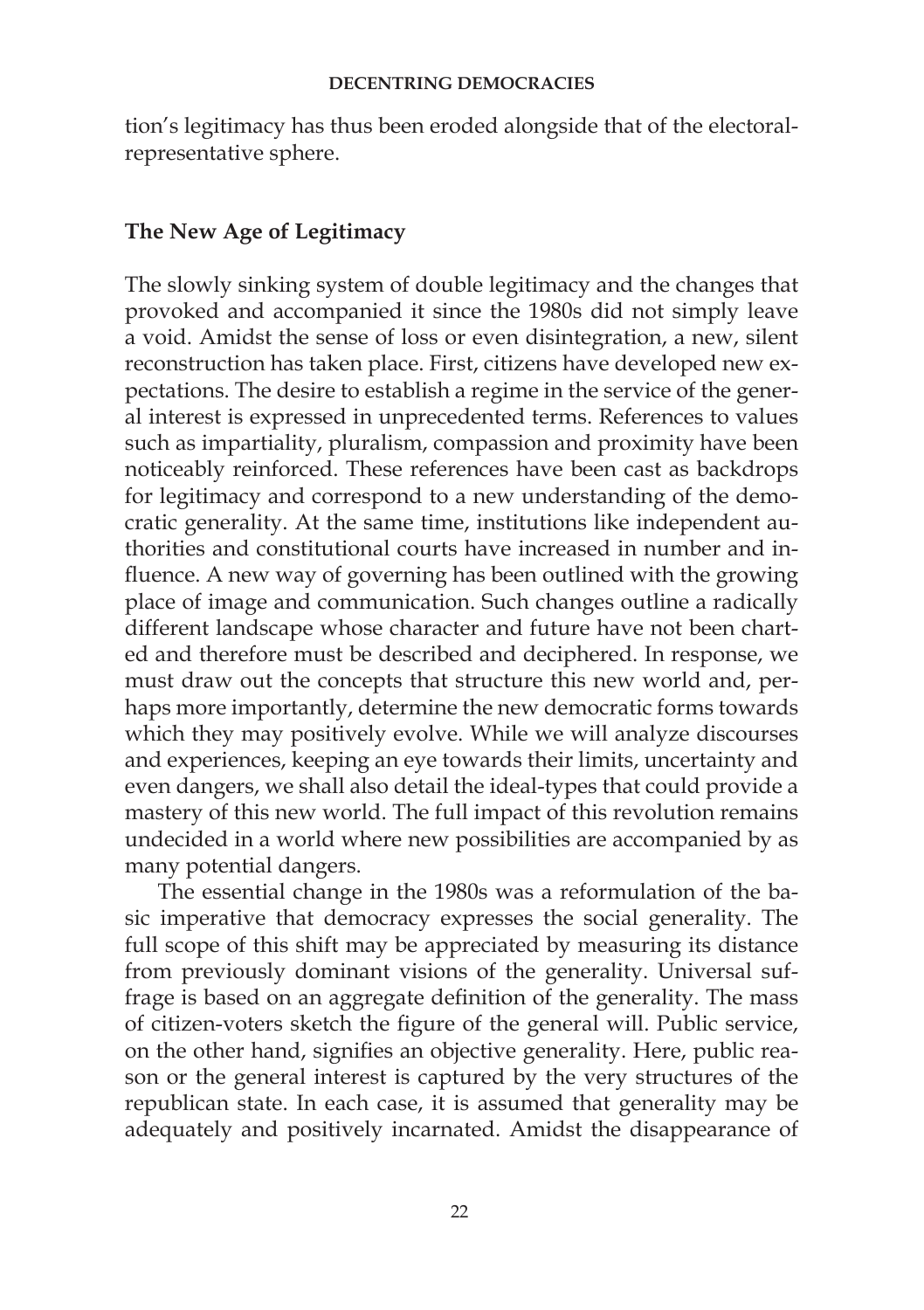tion's legitimacy has thus been eroded alongside that of the electoral-representative sphere.

## The New Age of Legitimacy

The slowly sinking system of double legitimacy and the changes that provoked and accompanied it since the 1980s did not simply leave a void. Amidst the sense of loss or even disintegration, a new, silent reconstruction has taken place. First, citizens have developed new expectations. The desire to establish a regime in the service of the general interest is expressed in unprecedented terms. References to values such as impartiality, pluralism, compassion and proximity have been noticeably reinforced. These references have been cast as backdrops for legitimacy and correspond to a new understanding of the democratic generality. At the same time, institutions like independent authorities and constitutional courts have increased in number and influence. A new way of governing has been outlined with the growing place of image and communication. Such changes outline a radically different landscape whose character and future have not been charted and therefore must be described and deciphered. In response, we must draw out the concepts that structure this new world and, perhaps more importantly, determine the new democratic forms towards which they may positively evolve. While we will analyze discourses and experiences, keeping an eye towards their limits, uncertainty and even dangers, we shall also detail the ideal-types that could provide a mastery of this new world. The full impact of this revolution remains undecided in a world where new possibilities are accompanied by as many potential dangers.

The essential change in the 1980s was a reformulation of the basic imperative that democracy expresses the social generality. The full scope of this shift may be appreciated by measuring its distance from previously dominant visions of the generality. Universal suffrage is based on an aggregate definition of the generality. The mass of citizen-voters sketch the figure of the general will. Public service, on the other hand, signifies an objective generality. Here, public reason or the general interest is captured by the very structures of the republican state. In each case, it is assumed that generality may be adequately and positively incarnated. Amidst the disappearance of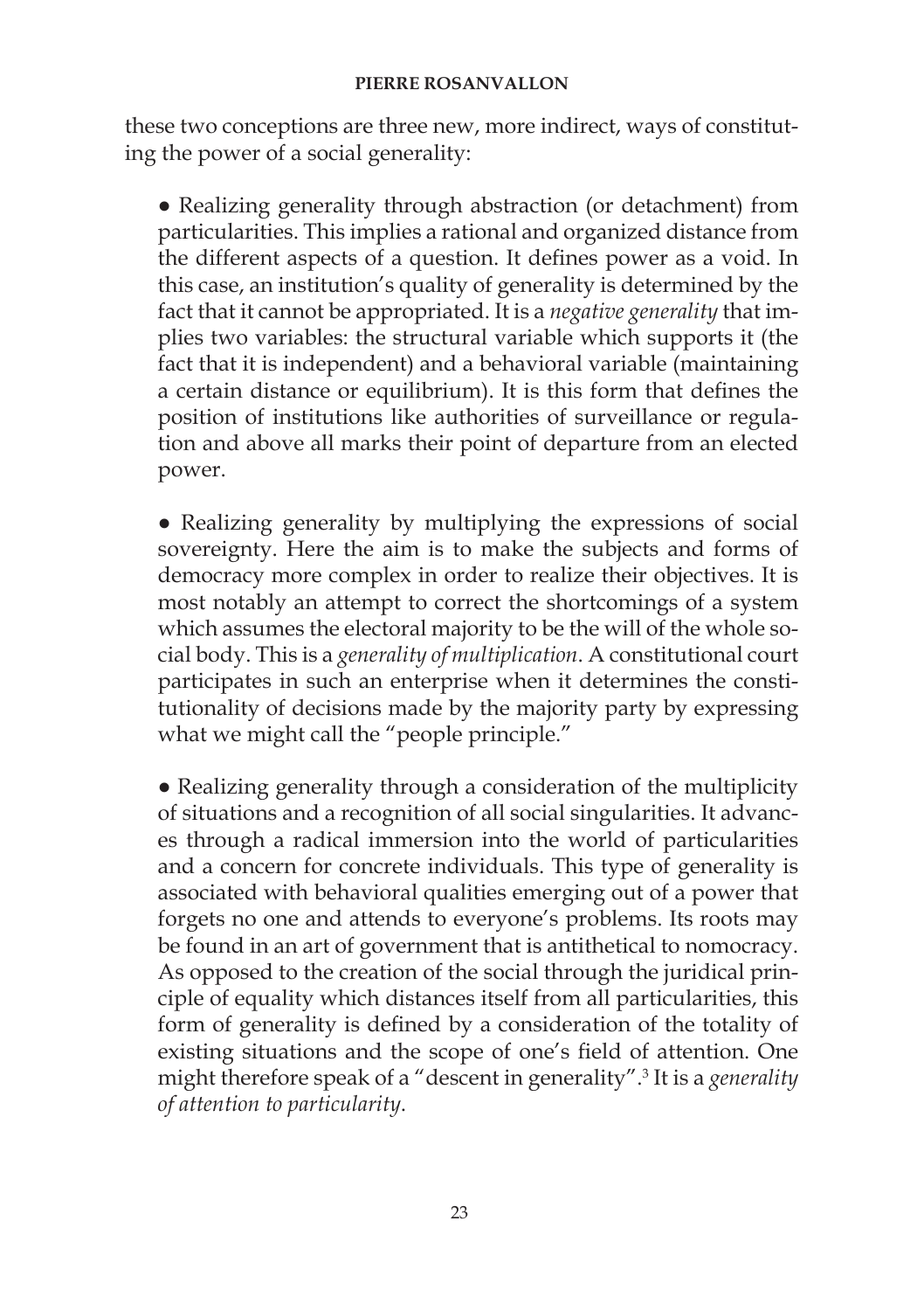these two conceptions are three new, more indirect, ways of constituting the power of a social generality:

- Realizing generality through abstraction (or detachment) from particularities. This implies a rational and organized distance from the different aspects of a question. It defines power as a void. In this case, an institution's quality of generality is determined by the fact that it cannot be appropriated. It is a *negative generality* that implies two variables: the structural variable which supports it (the fact that it is independent) and a behavioral variable (maintaining a certain distance or equilibrium). It is this form that defines the position of institutions like authorities of surveillance or regulation and above all marks their point of departure from an elected power.

- Realizing generality by multiplying the expressions of social sovereignty. Here the aim is to make the subjects and forms of democracy more complex in order to realize their objectives. It is most notably an attempt to correct the shortcomings of a system which assumes the electoral majority to be the will of the whole social body. This is a *generality of multiplication*. A constitutional court participates in such an enterprise when it determines the constitutionality of decisions made by the majority party by expressing what we might call the "people principle."

- Realizing generality through a consideration of the multiplicity of situations and a recognition of all social singularities. It advances through a radical immersion into the world of particularities and a concern for concrete individuals. This type of generality is associated with behavioral qualities emerging out of a power that forgets no one and attends to everyone's problems. Its roots may be found in an art of government that is antithetical to nomocracy. As opposed to the creation of the social through the juridical principle of equality which distances itself from all particularities, this form of generality is defined by a consideration of the totality of existing situations and the scope of one's field of attention. One might therefore speak of a "descent in generality".[3] It is a *generality of attention to particularity*.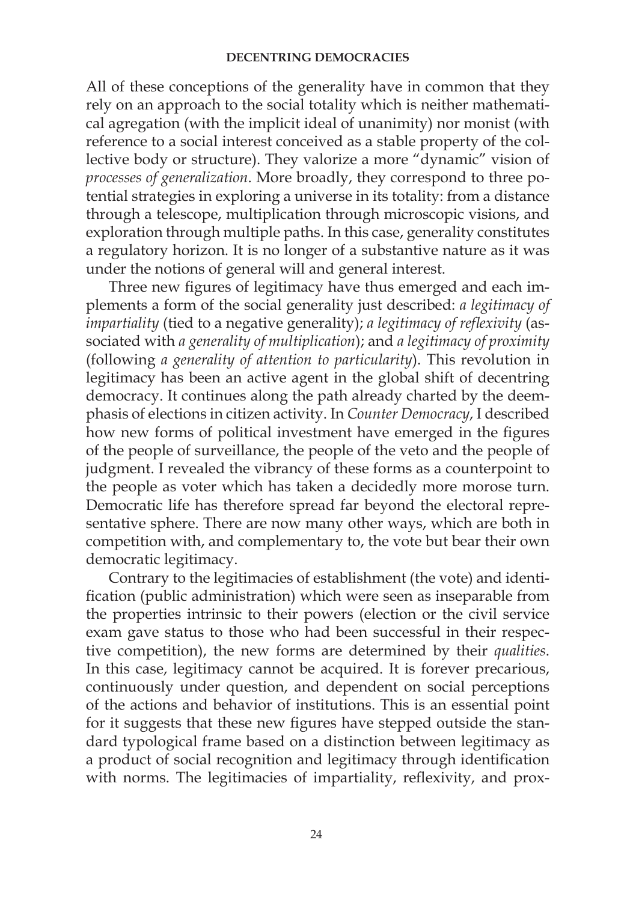All of these conceptions of the generality have in common that they rely on an approach to the social totality which is neither mathematical agregation (with the implicit ideal of unanimity) nor monist (with reference to a social interest conceived as a stable property of the collective body or structure). They valorize a more "dynamic" vision of *processes of generalization*. More broadly, they correspond to three potential strategies in exploring a universe in its totality: from a distance through a telescope, multiplication through microscopic visions, and exploration through multiple paths. In this case, generality constitutes a regulatory horizon. It is no longer of a substantive nature as it was under the notions of general will and general interest.

Three new figures of legitimacy have thus emerged and each implements a form of the social generality just described: *a legitimacy of impartiality* (tied to a negative generality); *a legitimacy of reflexivity* (associated with *a generality of multiplication*); and *a legitimacy of proximity* (following *a generality of attention to particularity*). This revolution in legitimacy has been an active agent in the global shift of decentring democracy. It continues along the path already charted by the deemphasis of elections in citizen activity. In *Counter Democracy*, I described how new forms of political investment have emerged in the figures of the people of surveillance, the people of the veto and the people of judgment. I revealed the vibrancy of these forms as a counterpoint to the people as voter which has taken a decidedly more morose turn. Democratic life has therefore spread far beyond the electoral representative sphere. There are now many other ways, which are both in competition with, and complementary to, the vote but bear their own democratic legitimacy.

Contrary to the legitimacies of establishment (the vote) and identification (public administration) which were seen as inseparable from the properties intrinsic to their powers (election or the civil service exam gave status to those who had been successful in their respective competition), the new forms are determined by their *qualities*. In this case, legitimacy cannot be acquired. It is forever precarious, continuously under question, and dependent on social perceptions of the actions and behavior of institutions. This is an essential point for it suggests that these new figures have stepped outside the standard typological frame based on a distinction between legitimacy as a product of social recognition and legitimacy through identification with norms. The legitimacies of impartiality, reflexivity, and prox-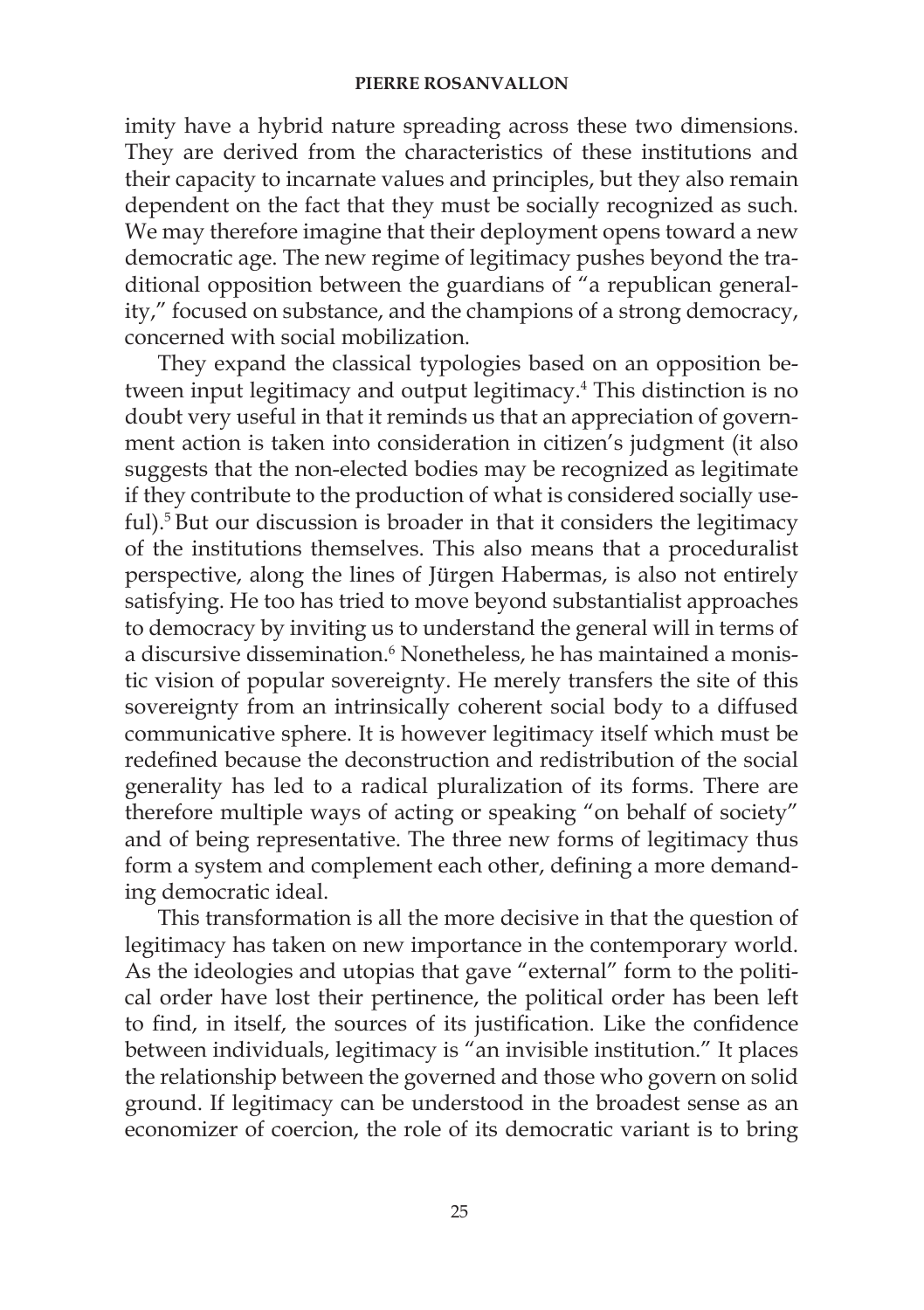imity have a hybrid nature spreading across these two dimensions. They are derived from the characteristics of these institutions and their capacity to incarnate values and principles, but they also remain dependent on the fact that they must be socially recognized as such. We may therefore imagine that their deployment opens toward a new democratic age. The new regime of legitimacy pushes beyond the traditional opposition between the guardians of "a republican generality," focused on substance, and the champions of a strong democracy, concerned with social mobilization.

They expand the classical typologies based on an opposition between input legitimacy and output legitimacy.[4] This distinction is no doubt very useful in that it reminds us that an appreciation of government action is taken into consideration in citizen's judgment (it also suggests that the non-elected bodies may be recognized as legitimate if they contribute to the production of what is considered socially useful).[5] But our discussion is broader in that it considers the legitimacy of the institutions themselves. This also means that a proceduralist perspective, along the lines of Jürgen Habermas, is also not entirely satisfying. He too has tried to move beyond substantialist approaches to democracy by inviting us to understand the general will in terms of a discursive dissemination.[6] Nonetheless, he has maintained a monistic vision of popular sovereignty. He merely transfers the site of this sovereignty from an intrinsically coherent social body to a diffused communicative sphere. It is however legitimacy itself which must be redefined because the deconstruction and redistribution of the social generality has led to a radical pluralization of its forms. There are therefore multiple ways of acting or speaking "on behalf of society" and of being representative. The three new forms of legitimacy thus form a system and complement each other, defining a more demanding democratic ideal.

This transformation is all the more decisive in that the question of legitimacy has taken on new importance in the contemporary world. As the ideologies and utopias that gave "external" form to the political order have lost their pertinence, the political order has been left to find, in itself, the sources of its justification. Like the confidence between individuals, legitimacy is "an invisible institution." It places the relationship between the governed and those who govern on solid ground. If legitimacy can be understood in the broadest sense as an economizer of coercion, the role of its democratic variant is to bring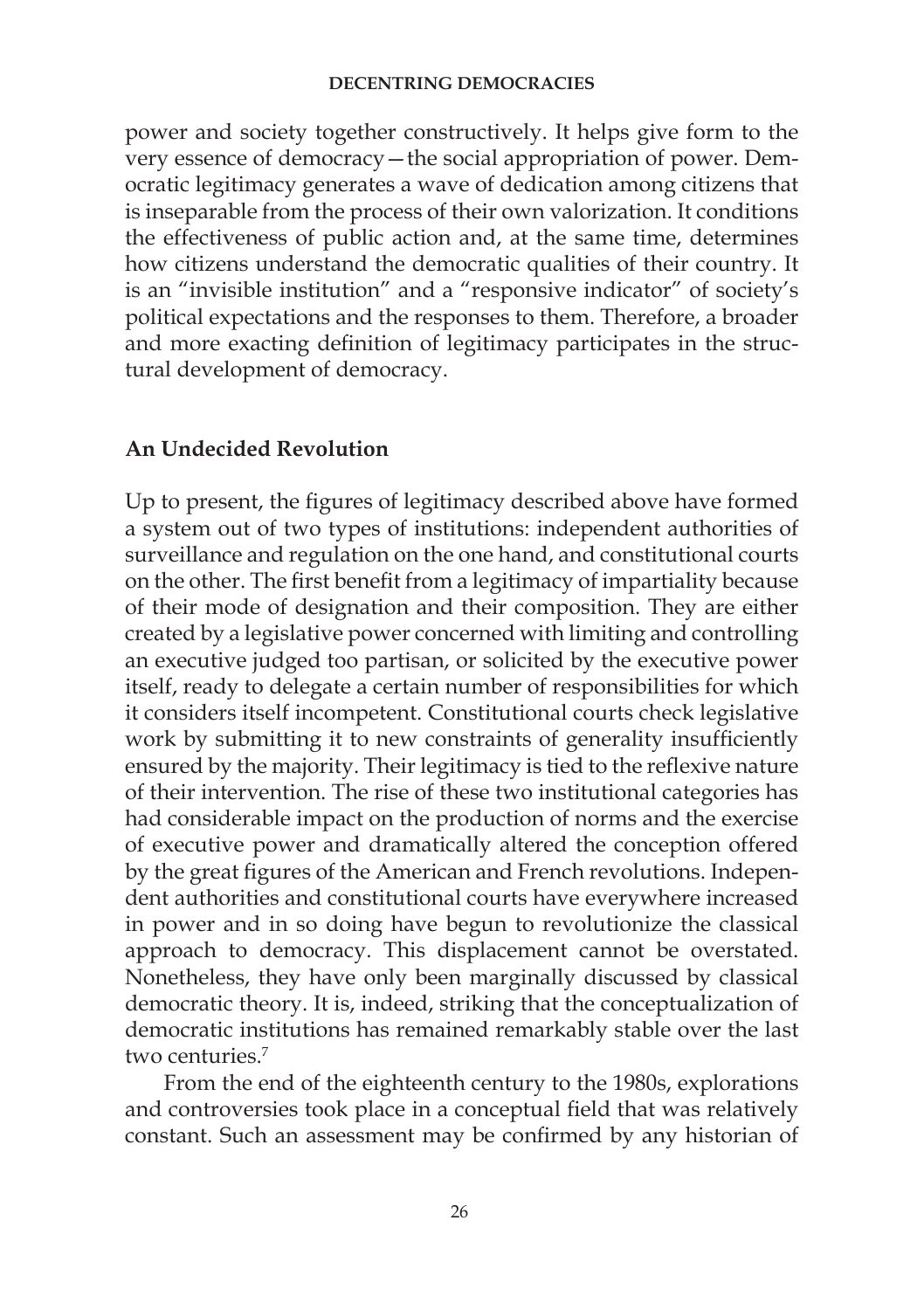power and society together constructively. It helps give form to the very essence of democracy—the social appropriation of power. Democratic legitimacy generates a wave of dedication among citizens that is inseparable from the process of their own valorization. It conditions the effectiveness of public action and, at the same time, determines how citizens understand the democratic qualities of their country. It is an "invisible institution" and a "responsive indicator" of society's political expectations and the responses to them. Therefore, a broader and more exacting definition of legitimacy participates in the structural development of democracy.

## An Undecided Revolution

Up to present, the figures of legitimacy described above have formed a system out of two types of institutions: independent authorities of surveillance and regulation on the one hand, and constitutional courts on the other. The first benefit from a legitimacy of impartiality because of their mode of designation and their composition. They are either created by a legislative power concerned with limiting and controlling an executive judged too partisan, or solicited by the executive power itself, ready to delegate a certain number of responsibilities for which it considers itself incompetent. Constitutional courts check legislative work by submitting it to new constraints of generality insufficiently ensured by the majority. Their legitimacy is tied to the reflexive nature of their intervention. The rise of these two institutional categories has had considerable impact on the production of norms and the exercise of executive power and dramatically altered the conception offered by the great figures of the American and French revolutions. Independent authorities and constitutional courts have everywhere increased in power and in so doing have begun to revolutionize the classical approach to democracy. This displacement cannot be overstated. Nonetheless, they have only been marginally discussed by classical democratic theory. It is, indeed, striking that the conceptualization of democratic institutions has remained remarkably stable over the last two centuries.[7]

From the end of the eighteenth century to the 1980s, explorations and controversies took place in a conceptual field that was relatively constant. Such an assessment may be confirmed by any historian of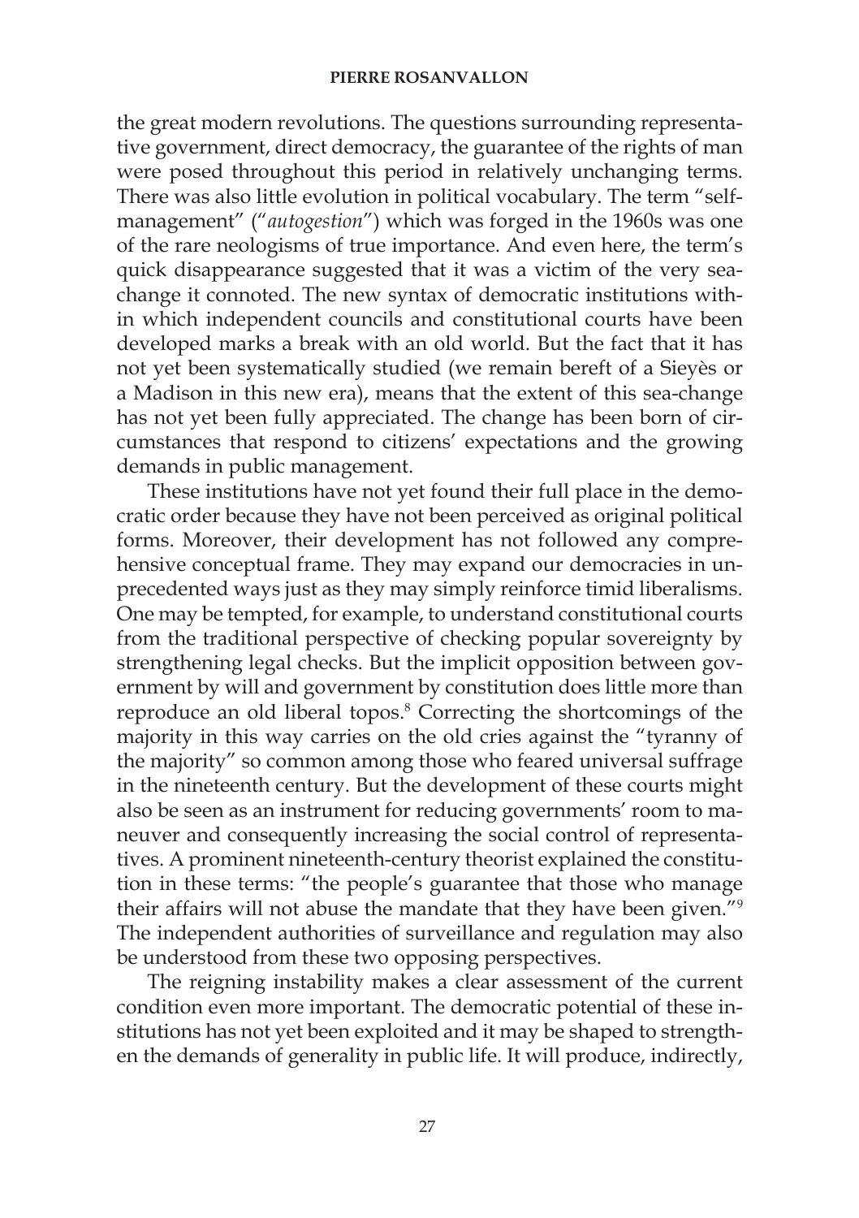the great modern revolutions. The questions surrounding representative government, direct democracy, the guarantee of the rights of man were posed throughout this period in relatively unchanging terms. There was also little evolution in political vocabulary. The term "self-management" ("*autogestion*") which was forged in the 1960s was one of the rare neologisms of true importance. And even here, the term's quick disappearance suggested that it was a victim of the very sea-change it connoted. The new syntax of democratic institutions within which independent councils and constitutional courts have been developed marks a break with an old world. But the fact that it has not yet been systematically studied (we remain bereft of a Sieyès or a Madison in this new era), means that the extent of this sea-change has not yet been fully appreciated. The change has been born of circumstances that respond to citizens' expectations and the growing demands in public management.

These institutions have not yet found their full place in the democratic order because they have not been perceived as original political forms. Moreover, their development has not followed any comprehensive conceptual frame. They may expand our democracies in unprecedented ways just as they may simply reinforce timid liberalisms. One may be tempted, for example, to understand constitutional courts from the traditional perspective of checking popular sovereignty by strengthening legal checks. But the implicit opposition between government by will and government by constitution does little more than reproduce an old liberal topos.[8] Correcting the shortcomings of the majority in this way carries on the old cries against the "tyranny of the majority" so common among those who feared universal suffrage in the nineteenth century. But the development of these courts might also be seen as an instrument for reducing governments' room to maneuver and consequently increasing the social control of representatives. A prominent nineteenth-century theorist explained the constitution in these terms: "the people's guarantee that those who manage their affairs will not abuse the mandate that they have been given."[9] The independent authorities of surveillance and regulation may also be understood from these two opposing perspectives.

The reigning instability makes a clear assessment of the current condition even more important. The democratic potential of these institutions has not yet been exploited and it may be shaped to strengthen the demands of generality in public life. It will produce, indirectly,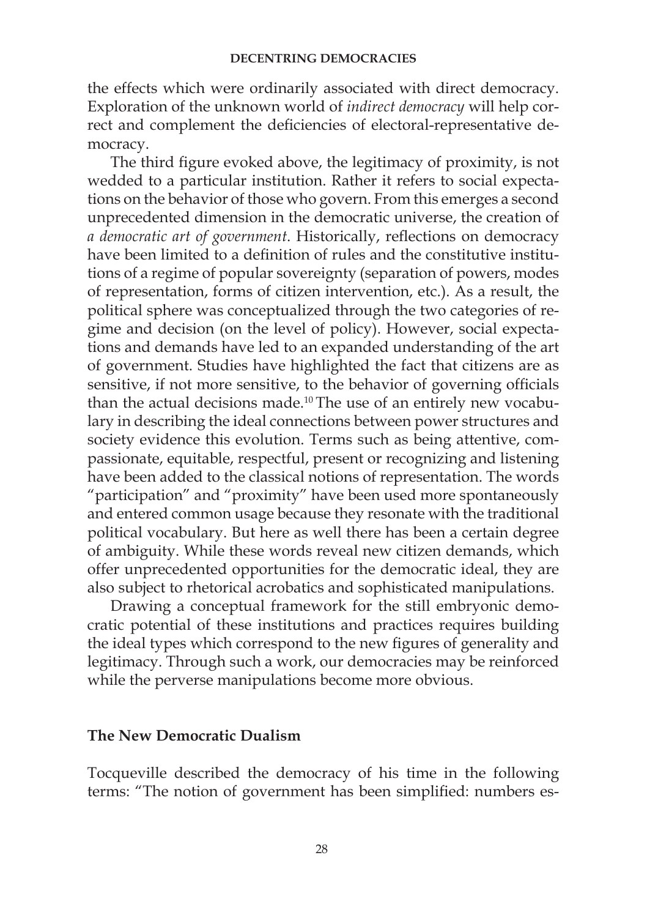the effects which were ordinarily associated with direct democracy. Exploration of the unknown world of *indirect democracy* will help correct and complement the deficiencies of electoral-representative democracy.

The third figure evoked above, the legitimacy of proximity, is not wedded to a particular institution. Rather it refers to social expectations on the behavior of those who govern. From this emerges a second unprecedented dimension in the democratic universe, the creation of *a democratic art of government*. Historically, reflections on democracy have been limited to a definition of rules and the constitutive institutions of a regime of popular sovereignty (separation of powers, modes of representation, forms of citizen intervention, etc.). As a result, the political sphere was conceptualized through the two categories of regime and decision (on the level of policy). However, social expectations and demands have led to an expanded understanding of the art of government. Studies have highlighted the fact that citizens are as sensitive, if not more sensitive, to the behavior of governing officials than the actual decisions made.[10] The use of an entirely new vocabulary in describing the ideal connections between power structures and society evidence this evolution. Terms such as being attentive, compassionate, equitable, respectful, present or recognizing and listening have been added to the classical notions of representation. The words "participation" and "proximity" have been used more spontaneously and entered common usage because they resonate with the traditional political vocabulary. But here as well there has been a certain degree of ambiguity. While these words reveal new citizen demands, which offer unprecedented opportunities for the democratic ideal, they are also subject to rhetorical acrobatics and sophisticated manipulations.

Drawing a conceptual framework for the still embryonic democratic potential of these institutions and practices requires building the ideal types which correspond to the new figures of generality and legitimacy. Through such a work, our democracies may be reinforced while the perverse manipulations become more obvious.

## The New Democratic Dualism

Tocqueville described the democracy of his time in the following terms: "The notion of government has been simplified: numbers es-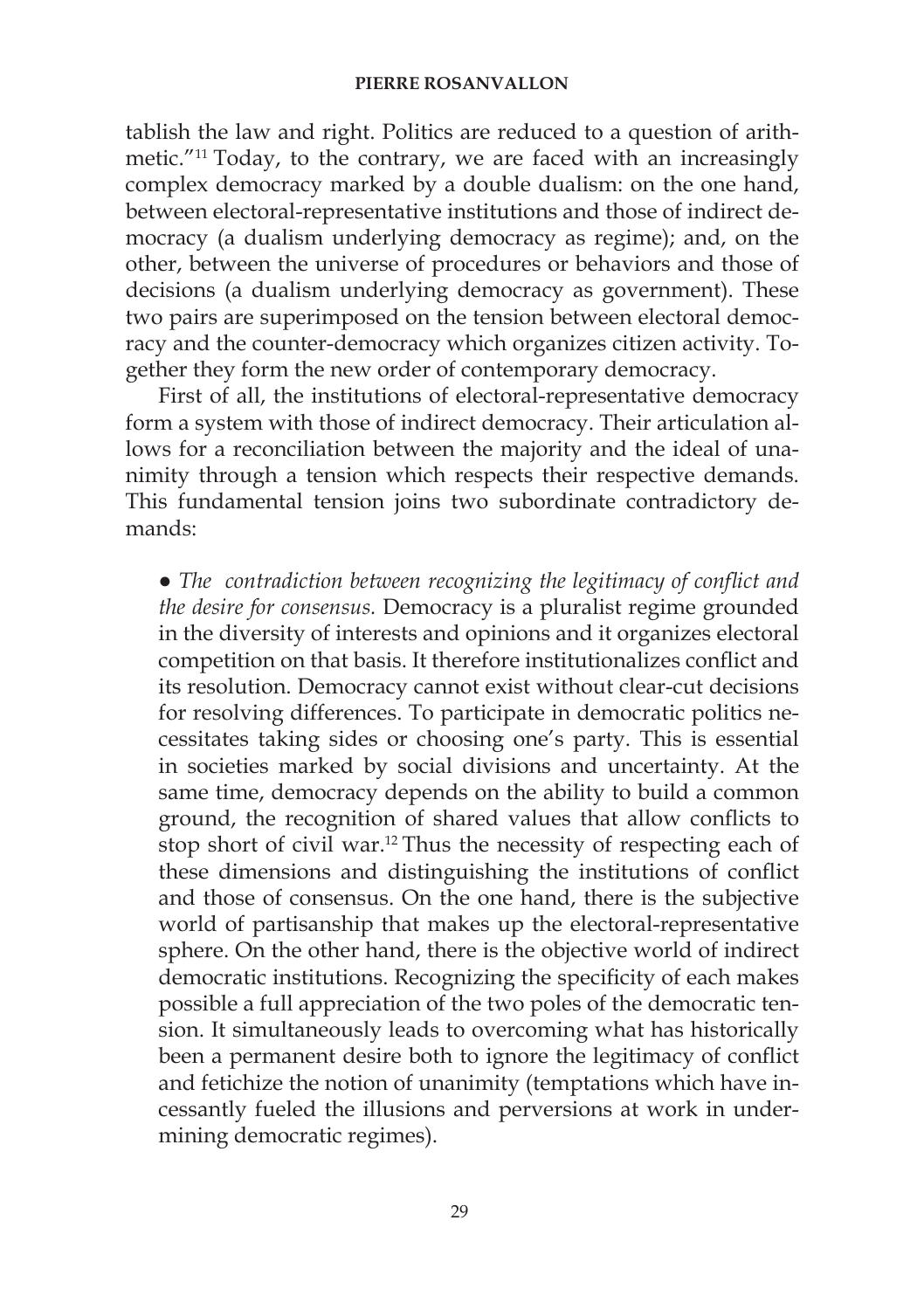tablish the law and right. Politics are reduced to a question of arithmetic."[11] Today, to the contrary, we are faced with an increasingly complex democracy marked by a double dualism: on the one hand, between electoral-representative institutions and those of indirect democracy (a dualism underlying democracy as regime); and, on the other, between the universe of procedures or behaviors and those of decisions (a dualism underlying democracy as government). These two pairs are superimposed on the tension between electoral democracy and the counter-democracy which organizes citizen activity. Together they form the new order of contemporary democracy.

First of all, the institutions of electoral-representative democracy form a system with those of indirect democracy. Their articulation allows for a reconciliation between the majority and the ideal of unanimity through a tension which respects their respective demands. This fundamental tension joins two subordinate contradictory demands:

- *The contradiction between recognizing the legitimacy of conflict and the desire for consensus.* Democracy is a pluralist regime grounded in the diversity of interests and opinions and it organizes electoral competition on that basis. It therefore institutionalizes conflict and its resolution. Democracy cannot exist without clear-cut decisions for resolving differences. To participate in democratic politics necessitates taking sides or choosing one's party. This is essential in societies marked by social divisions and uncertainty. At the same time, democracy depends on the ability to build a common ground, the recognition of shared values that allow conflicts to stop short of civil war.[12] Thus the necessity of respecting each of these dimensions and distinguishing the institutions of conflict and those of consensus. On the one hand, there is the subjective world of partisanship that makes up the electoral-representative sphere. On the other hand, there is the objective world of indirect democratic institutions. Recognizing the specificity of each makes possible a full appreciation of the two poles of the democratic tension. It simultaneously leads to overcoming what has historically been a permanent desire both to ignore the legitimacy of conflict and fetichize the notion of unanimity (temptations which have incessantly fueled the illusions and perversions at work in undermining democratic regimes).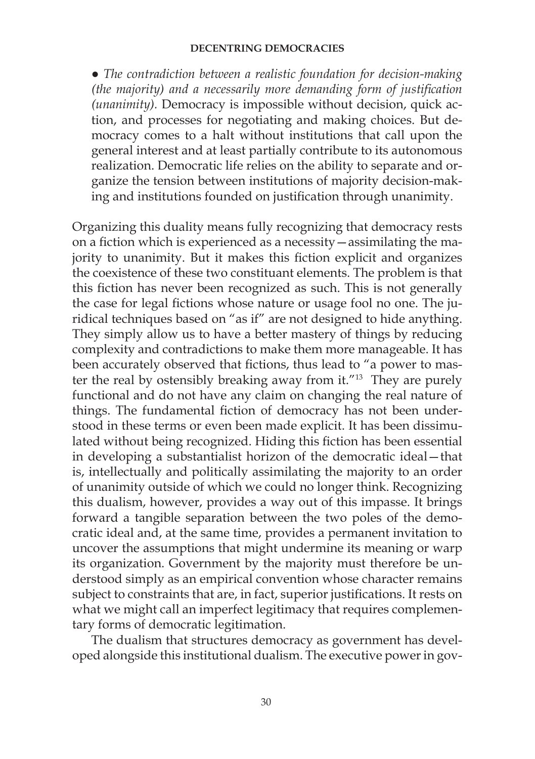- *The contradiction between a realistic foundation for decision-making (the majority) and a necessarily more demanding form of justification (unanimity).* Democracy is impossible without decision, quick action, and processes for negotiating and making choices. But democracy comes to a halt without institutions that call upon the general interest and at least partially contribute to its autonomous realization. Democratic life relies on the ability to separate and organize the tension between institutions of majority decision-making and institutions founded on justification through unanimity.

Organizing this duality means fully recognizing that democracy rests on a fiction which is experienced as a necessity—assimilating the majority to unanimity. But it makes this fiction explicit and organizes the coexistence of these two constituant elements. The problem is that this fiction has never been recognized as such. This is not generally the case for legal fictions whose nature or usage fool no one. The juridical techniques based on "as if" are not designed to hide anything. They simply allow us to have a better mastery of things by reducing complexity and contradictions to make them more manageable. It has been accurately observed that fictions, thus lead to "a power to master the real by ostensibly breaking away from it."[13] They are purely functional and do not have any claim on changing the real nature of things. The fundamental fiction of democracy has not been understood in these terms or even been made explicit. It has been dissimulated without being recognized. Hiding this fiction has been essential in developing a substantialist horizon of the democratic ideal—that is, intellectually and politically assimilating the majority to an order of unanimity outside of which we could no longer think. Recognizing this dualism, however, provides a way out of this impasse. It brings forward a tangible separation between the two poles of the democratic ideal and, at the same time, provides a permanent invitation to uncover the assumptions that might undermine its meaning or warp its organization. Government by the majority must therefore be understood simply as an empirical convention whose character remains subject to constraints that are, in fact, superior justifications. It rests on what we might call an imperfect legitimacy that requires complementary forms of democratic legitimation.

The dualism that structures democracy as government has developed alongside this institutional dualism. The executive power in gov-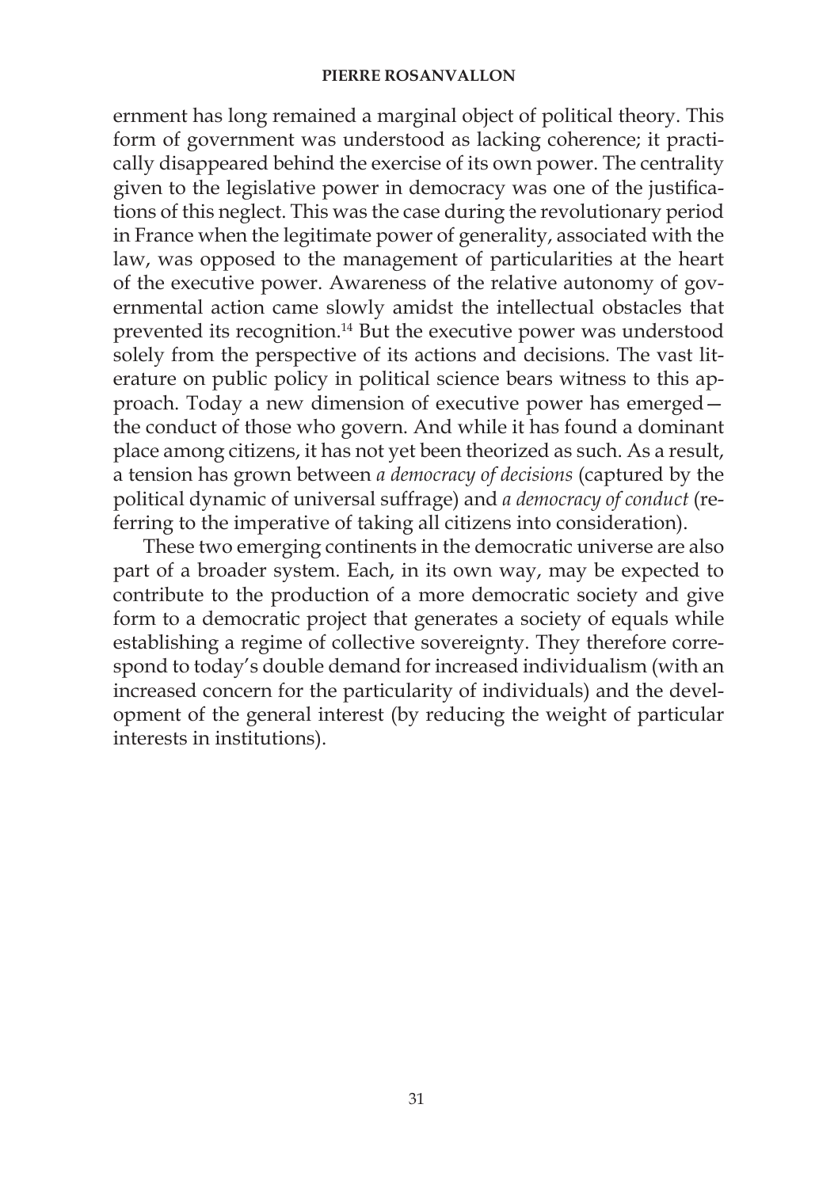ernment has long remained a marginal object of political theory. This form of government was understood as lacking coherence; it practically disappeared behind the exercise of its own power. The centrality given to the legislative power in democracy was one of the justifications of this neglect. This was the case during the revolutionary period in France when the legitimate power of generality, associated with the law, was opposed to the management of particularities at the heart of the executive power. Awareness of the relative autonomy of governmental action came slowly amidst the intellectual obstacles that prevented its recognition.[14] But the executive power was understood solely from the perspective of its actions and decisions. The vast literature on public policy in political science bears witness to this approach. Today a new dimension of executive power has emerged—the conduct of those who govern. And while it has found a dominant place among citizens, it has not yet been theorized as such. As a result, a tension has grown between *a democracy of decisions* (captured by the political dynamic of universal suffrage) and *a democracy of conduct* (referring to the imperative of taking all citizens into consideration).

These two emerging continents in the democratic universe are also part of a broader system. Each, in its own way, may be expected to contribute to the production of a more democratic society and give form to a democratic project that generates a society of equals while establishing a regime of collective sovereignty. They therefore correspond to today's double demand for increased individualism (with an increased concern for the particularity of individuals) and the development of the general interest (by reducing the weight of particular interests in institutions).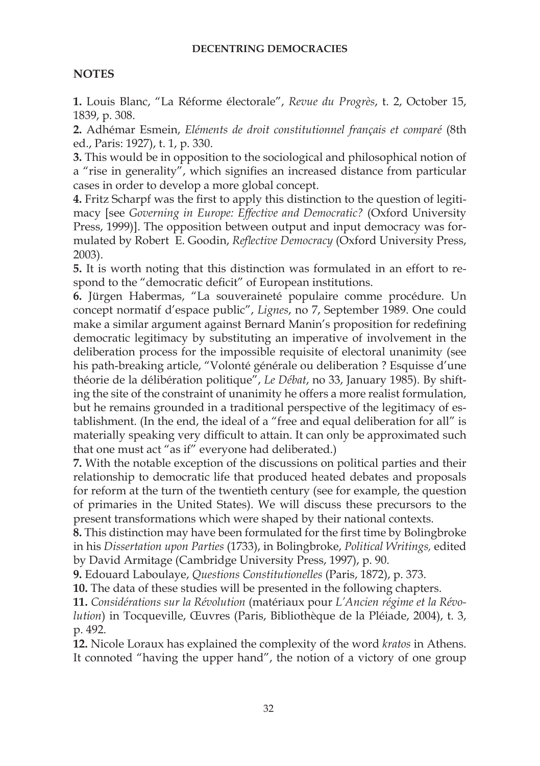## NOTES

**1.** Louis Blanc, "La Réforme électorale", *Revue du Progrès*, t. 2, October 15, 1839, p. 308.

**2.** Adhémar Esmein, *Eléments de droit constitutionnel français et comparé* (8th ed., Paris: 1927), t. 1, p. 330.

**3.** This would be in opposition to the sociological and philosophical notion of a "rise in generality", which signifies an increased distance from particular cases in order to develop a more global concept.

**4.** Fritz Scharpf was the first to apply this distinction to the question of legitimacy [see *Governing in Europe: Effective and Democratic?* (Oxford University Press, 1999)]. The opposition between output and input democracy was formulated by Robert E. Goodin, *Reflective Democracy* (Oxford University Press, 2003).

**5.** It is worth noting that this distinction was formulated in an effort to respond to the "democratic deficit" of European institutions.

**6.** Jürgen Habermas, "La souveraineté populaire comme procédure. Un concept normatif d'espace public", *Lignes*, no 7, September 1989. One could make a similar argument against Bernard Manin's proposition for redefining democratic legitimacy by substituting an imperative of involvement in the deliberation process for the impossible requisite of electoral unanimity (see his path-breaking article, "Volonté générale ou deliberation ? Esquisse d'une théorie de la délibération politique", *Le Débat*, no 33, January 1985). By shifting the site of the constraint of unanimity he offers a more realist formulation, but he remains grounded in a traditional perspective of the legitimacy of establishment. (In the end, the ideal of a "free and equal deliberation for all" is materially speaking very difficult to attain. It can only be approximated such that one must act "as if" everyone had deliberated.)

**7.** With the notable exception of the discussions on political parties and their relationship to democratic life that produced heated debates and proposals for reform at the turn of the twentieth century (see for example, the question of primaries in the United States). We will discuss these precursors to the present transformations which were shaped by their national contexts.

**8.** This distinction may have been formulated for the first time by Bolingbroke in his *Dissertation upon Parties* (1733), in Bolingbroke, *Political Writings,* edited by David Armitage (Cambridge University Press, 1997), p. 90.

**9.** Edouard Laboulaye, *Questions Constitutionelles* (Paris, 1872), p. 373.

**10.** The data of these studies will be presented in the following chapters.

**11.** *Considérations sur la Révolution* (matériaux pour *L'Ancien régime et la Révolution*) in Tocqueville, Œuvres (Paris, Bibliothèque de la Pléiade, 2004), t. 3, p. 492.

**12.** Nicole Loraux has explained the complexity of the word *kratos* in Athens. It connoted "having the upper hand", the notion of a victory of one group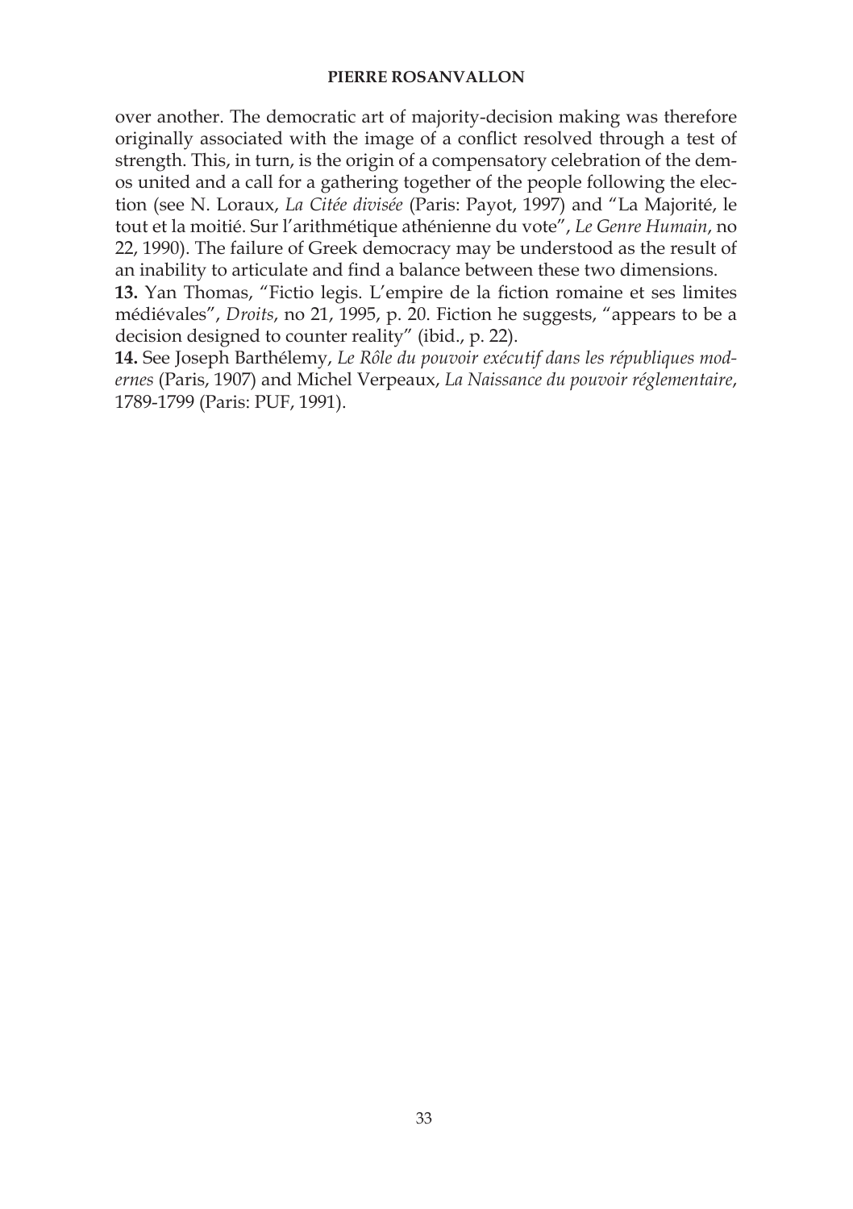over another. The democratic art of majority-decision making was therefore originally associated with the image of a conflict resolved through a test of strength. This, in turn, is the origin of a compensatory celebration of the demos united and a call for a gathering together of the people following the election (see N. Loraux, *La Citée divisée* (Paris: Payot, 1997) and "La Majorité, le tout et la moitié. Sur l'arithmétique athénienne du vote", *Le Genre Humain*, no 22, 1990). The failure of Greek democracy may be understood as the result of an inability to articulate and find a balance between these two dimensions.

**13.** Yan Thomas, "Fictio legis. L'empire de la fiction romaine et ses limites médiévales", *Droits*, no 21, 1995, p. 20. Fiction he suggests, "appears to be a decision designed to counter reality" (ibid., p. 22).

**14.** See Joseph Barthélemy, *Le Rôle du pouvoir exécutif dans les républiques modernes* (Paris, 1907) and Michel Verpeaux, *La Naissance du pouvoir réglementaire*, 1789-1799 (Paris: PUF, 1991).